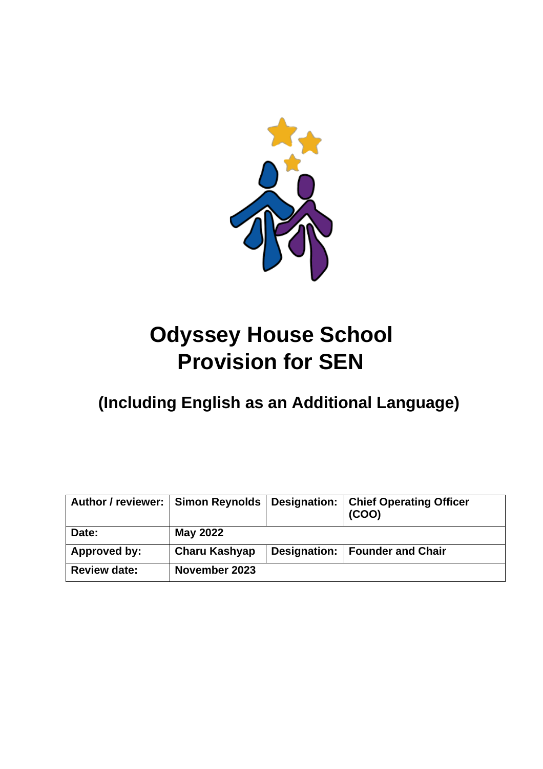# Odyssey House School
# Provision for SEN

## (Including English as an Additional Language)

| Author / reviewer: | Simon Reynolds | Designation: | Chief Operating Officer (COO) |
|---|---|---|---|
| Date: | May 2022 | | |
| Approved by: | Charu Kashyap | Designation: | Founder and Chair |
| Review date: | November 2023 | | |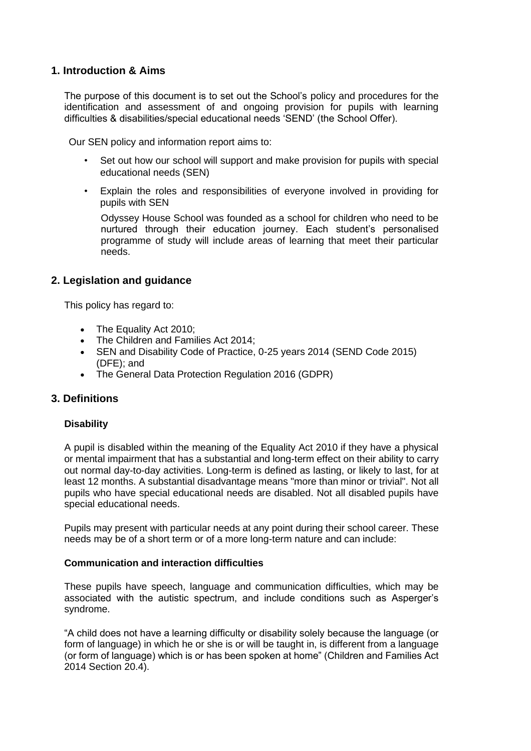## 1. Introduction & Aims

The purpose of this document is to set out the School's policy and procedures for the identification and assessment of and ongoing provision for pupils with learning difficulties & disabilities/special educational needs 'SEND' (the School Offer).

Our SEN policy and information report aims to:

- Set out how our school will support and make provision for pupils with special educational needs (SEN)
- Explain the roles and responsibilities of everyone involved in providing for pupils with SEN

Odyssey House School was founded as a school for children who need to be nurtured through their education journey. Each student's personalised programme of study will include areas of learning that meet their particular needs.

## 2. Legislation and guidance

This policy has regard to:

- The Equality Act 2010;
- The Children and Families Act 2014;
- SEN and Disability Code of Practice, 0-25 years 2014 (SEND Code 2015) (DFE); and
- The General Data Protection Regulation 2016 (GDPR)

## 3. Definitions

**Disability**

A pupil is disabled within the meaning of the Equality Act 2010 if they have a physical or mental impairment that has a substantial and long-term effect on their ability to carry out normal day-to-day activities. Long-term is defined as lasting, or likely to last, for at least 12 months. A substantial disadvantage means "more than minor or trivial". Not all pupils who have special educational needs are disabled. Not all disabled pupils have special educational needs.

Pupils may present with particular needs at any point during their school career. These needs may be of a short term or of a more long-term nature and can include:

**Communication and interaction difficulties**

These pupils have speech, language and communication difficulties, which may be associated with the autistic spectrum, and include conditions such as Asperger's syndrome.

"A child does not have a learning difficulty or disability solely because the language (or form of language) in which he or she is or will be taught in, is different from a language (or form of language) which is or has been spoken at home" (Children and Families Act 2014 Section 20.4).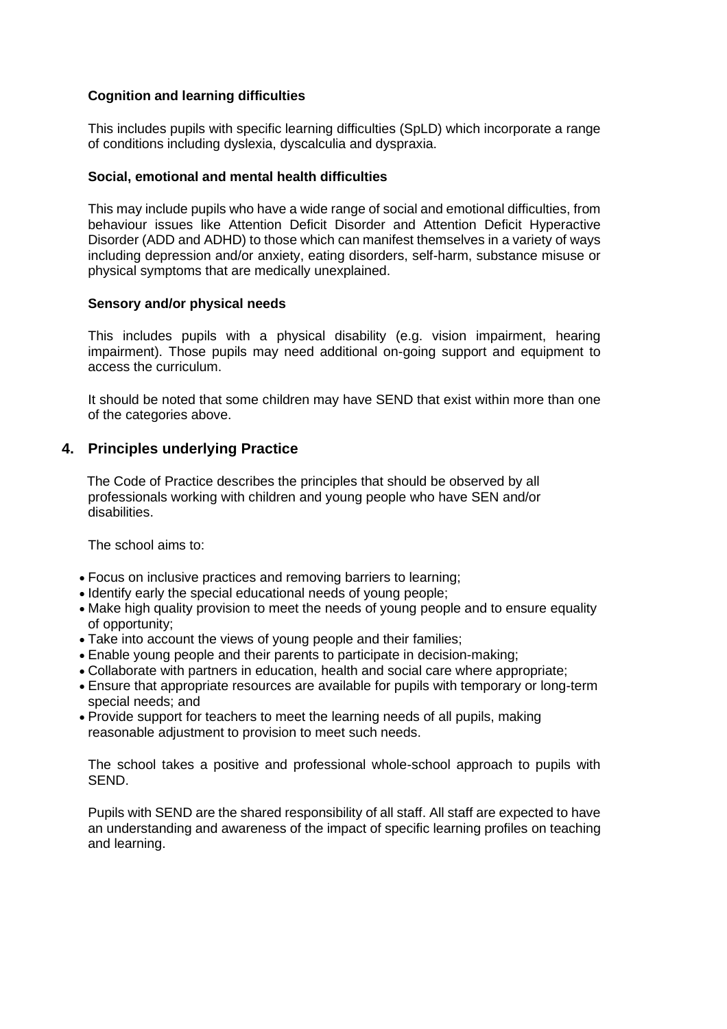**Cognition and learning difficulties**

This includes pupils with specific learning difficulties (SpLD) which incorporate a range of conditions including dyslexia, dyscalculia and dyspraxia.

**Social, emotional and mental health difficulties**

This may include pupils who have a wide range of social and emotional difficulties, from behaviour issues like Attention Deficit Disorder and Attention Deficit Hyperactive Disorder (ADD and ADHD) to those which can manifest themselves in a variety of ways including depression and/or anxiety, eating disorders, self-harm, substance misuse or physical symptoms that are medically unexplained.

**Sensory and/or physical needs**

This includes pupils with a physical disability (e.g. vision impairment, hearing impairment). Those pupils may need additional on-going support and equipment to access the curriculum.

It should be noted that some children may have SEND that exist within more than one of the categories above.

## 4. Principles underlying Practice

The Code of Practice describes the principles that should be observed by all professionals working with children and young people who have SEN and/or disabilities.

The school aims to:

- Focus on inclusive practices and removing barriers to learning;
- Identify early the special educational needs of young people;
- Make high quality provision to meet the needs of young people and to ensure equality of opportunity;
- Take into account the views of young people and their families;
- Enable young people and their parents to participate in decision-making;
- Collaborate with partners in education, health and social care where appropriate;
- Ensure that appropriate resources are available for pupils with temporary or long-term special needs; and
- Provide support for teachers to meet the learning needs of all pupils, making reasonable adjustment to provision to meet such needs.

The school takes a positive and professional whole-school approach to pupils with SEND.

Pupils with SEND are the shared responsibility of all staff. All staff are expected to have an understanding and awareness of the impact of specific learning profiles on teaching and learning.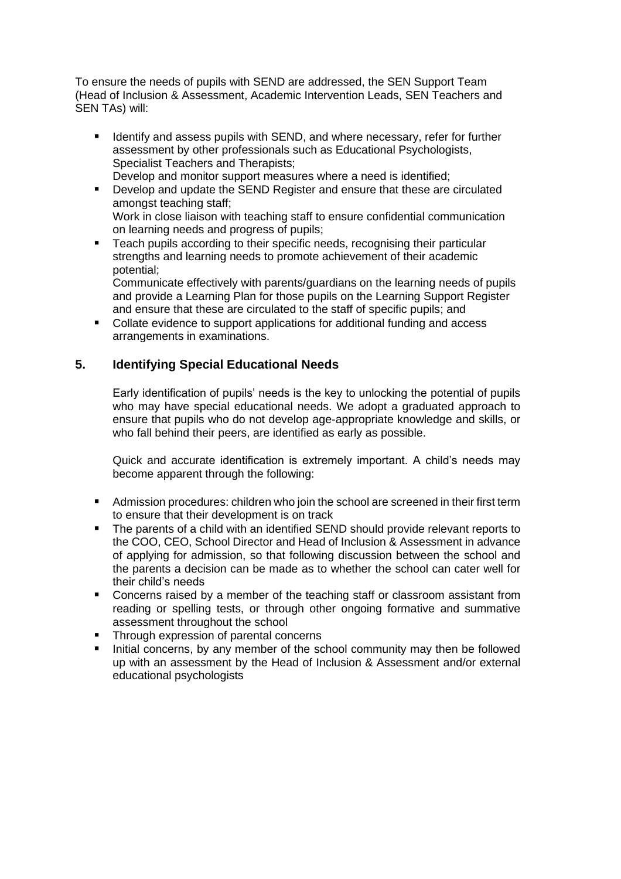To ensure the needs of pupils with SEND are addressed, the SEN Support Team (Head of Inclusion & Assessment, Academic Intervention Leads, SEN Teachers and SEN TAs) will:

- Identify and assess pupils with SEND, and where necessary, refer for further assessment by other professionals such as Educational Psychologists, Specialist Teachers and Therapists;
  Develop and monitor support measures where a need is identified;
- Develop and update the SEND Register and ensure that these are circulated amongst teaching staff;
  Work in close liaison with teaching staff to ensure confidential communication on learning needs and progress of pupils;
- Teach pupils according to their specific needs, recognising their particular strengths and learning needs to promote achievement of their academic potential;
  Communicate effectively with parents/guardians on the learning needs of pupils and provide a Learning Plan for those pupils on the Learning Support Register and ensure that these are circulated to the staff of specific pupils; and
- Collate evidence to support applications for additional funding and access arrangements in examinations.

## 5. Identifying Special Educational Needs

Early identification of pupils' needs is the key to unlocking the potential of pupils who may have special educational needs. We adopt a graduated approach to ensure that pupils who do not develop age-appropriate knowledge and skills, or who fall behind their peers, are identified as early as possible.

Quick and accurate identification is extremely important. A child's needs may become apparent through the following:

- Admission procedures: children who join the school are screened in their first term to ensure that their development is on track
- The parents of a child with an identified SEND should provide relevant reports to the COO, CEO, School Director and Head of Inclusion & Assessment in advance of applying for admission, so that following discussion between the school and the parents a decision can be made as to whether the school can cater well for their child's needs
- Concerns raised by a member of the teaching staff or classroom assistant from reading or spelling tests, or through other ongoing formative and summative assessment throughout the school
- Through expression of parental concerns
- Initial concerns, by any member of the school community may then be followed up with an assessment by the Head of Inclusion & Assessment and/or external educational psychologists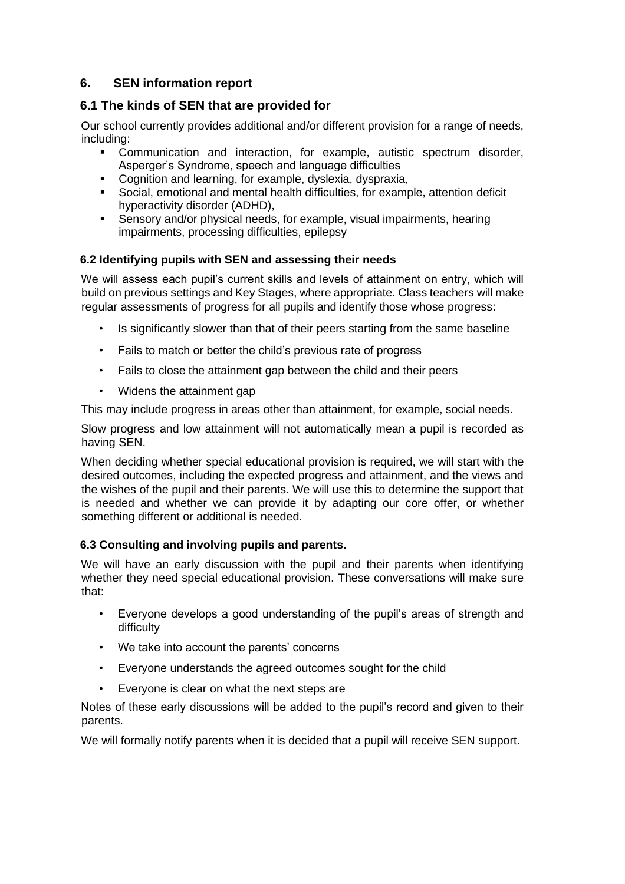## 6. SEN information report

### 6.1 The kinds of SEN that are provided for

Our school currently provides additional and/or different provision for a range of needs, including:

- Communication and interaction, for example, autistic spectrum disorder, Asperger's Syndrome, speech and language difficulties
- Cognition and learning, for example, dyslexia, dyspraxia,
- Social, emotional and mental health difficulties, for example, attention deficit hyperactivity disorder (ADHD),
- Sensory and/or physical needs, for example, visual impairments, hearing impairments, processing difficulties, epilepsy

#### 6.2 Identifying pupils with SEN and assessing their needs

We will assess each pupil's current skills and levels of attainment on entry, which will build on previous settings and Key Stages, where appropriate. Class teachers will make regular assessments of progress for all pupils and identify those whose progress:

- Is significantly slower than that of their peers starting from the same baseline
- Fails to match or better the child's previous rate of progress
- Fails to close the attainment gap between the child and their peers
- Widens the attainment gap

This may include progress in areas other than attainment, for example, social needs.

Slow progress and low attainment will not automatically mean a pupil is recorded as having SEN.

When deciding whether special educational provision is required, we will start with the desired outcomes, including the expected progress and attainment, and the views and the wishes of the pupil and their parents. We will use this to determine the support that is needed and whether we can provide it by adapting our core offer, or whether something different or additional is needed.

#### 6.3 Consulting and involving pupils and parents.

We will have an early discussion with the pupil and their parents when identifying whether they need special educational provision. These conversations will make sure that:

- Everyone develops a good understanding of the pupil's areas of strength and difficulty
- We take into account the parents' concerns
- Everyone understands the agreed outcomes sought for the child
- Everyone is clear on what the next steps are

Notes of these early discussions will be added to the pupil's record and given to their parents.

We will formally notify parents when it is decided that a pupil will receive SEN support.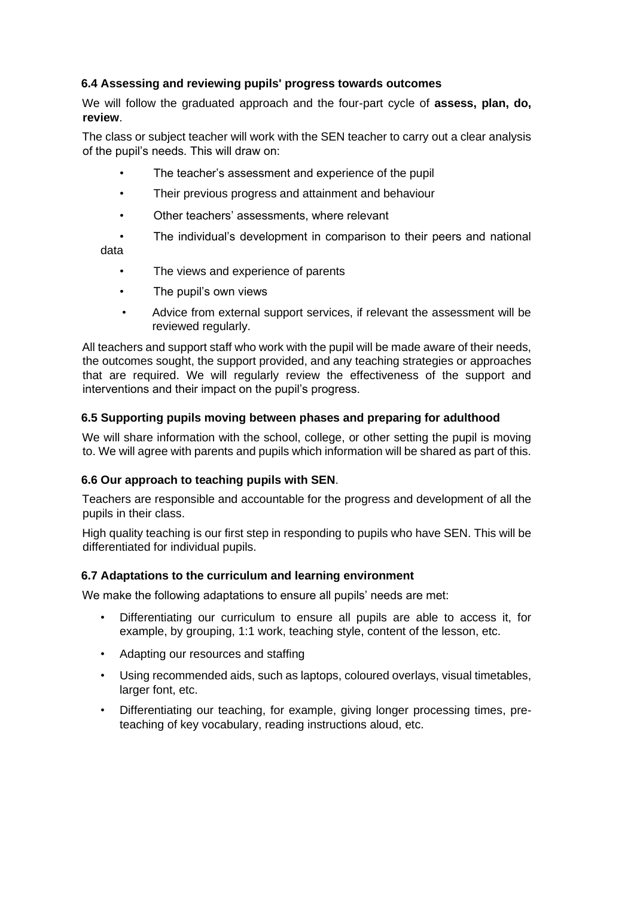### 6.4 Assessing and reviewing pupils' progress towards outcomes

We will follow the graduated approach and the four-part cycle of **assess, plan, do, review**.

The class or subject teacher will work with the SEN teacher to carry out a clear analysis of the pupil's needs. This will draw on:

- The teacher's assessment and experience of the pupil
- Their previous progress and attainment and behaviour
- Other teachers' assessments, where relevant
- The individual's development in comparison to their peers and national data
- The views and experience of parents
- The pupil's own views
- Advice from external support services, if relevant the assessment will be reviewed regularly.

All teachers and support staff who work with the pupil will be made aware of their needs, the outcomes sought, the support provided, and any teaching strategies or approaches that are required. We will regularly review the effectiveness of the support and interventions and their impact on the pupil's progress.

### 6.5 Supporting pupils moving between phases and preparing for adulthood

We will share information with the school, college, or other setting the pupil is moving to. We will agree with parents and pupils which information will be shared as part of this.

### 6.6 Our approach to teaching pupils with SEN.

Teachers are responsible and accountable for the progress and development of all the pupils in their class.

High quality teaching is our first step in responding to pupils who have SEN. This will be differentiated for individual pupils.

### 6.7 Adaptations to the curriculum and learning environment

We make the following adaptations to ensure all pupils' needs are met:

- Differentiating our curriculum to ensure all pupils are able to access it, for example, by grouping, 1:1 work, teaching style, content of the lesson, etc.
- Adapting our resources and staffing
- Using recommended aids, such as laptops, coloured overlays, visual timetables, larger font, etc.
- Differentiating our teaching, for example, giving longer processing times, pre-teaching of key vocabulary, reading instructions aloud, etc.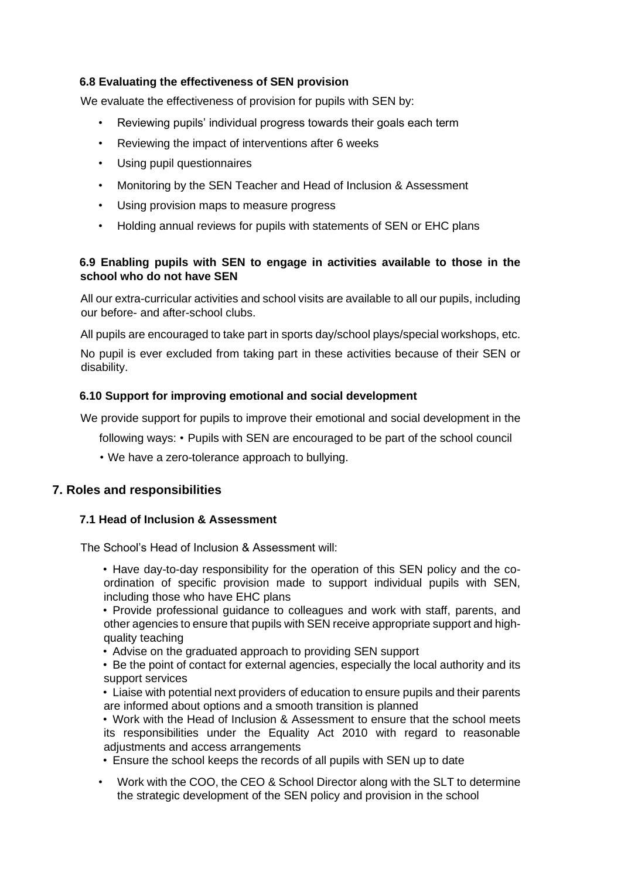### 6.8 Evaluating the effectiveness of SEN provision

We evaluate the effectiveness of provision for pupils with SEN by:

- Reviewing pupils' individual progress towards their goals each term
- Reviewing the impact of interventions after 6 weeks
- Using pupil questionnaires
- Monitoring by the SEN Teacher and Head of Inclusion & Assessment
- Using provision maps to measure progress
- Holding annual reviews for pupils with statements of SEN or EHC plans

### 6.9 Enabling pupils with SEN to engage in activities available to those in the school who do not have SEN

All our extra-curricular activities and school visits are available to all our pupils, including our before- and after-school clubs.

All pupils are encouraged to take part in sports day/school plays/special workshops, etc.

No pupil is ever excluded from taking part in these activities because of their SEN or disability.

### 6.10 Support for improving emotional and social development

We provide support for pupils to improve their emotional and social development in the following ways:

- Pupils with SEN are encouraged to be part of the school council
- We have a zero-tolerance approach to bullying.

## 7. Roles and responsibilities

### 7.1 Head of Inclusion & Assessment

The School's Head of Inclusion & Assessment will:

- Have day-to-day responsibility for the operation of this SEN policy and the co-ordination of specific provision made to support individual pupils with SEN, including those who have EHC plans
- Provide professional guidance to colleagues and work with staff, parents, and other agencies to ensure that pupils with SEN receive appropriate support and high-quality teaching
- Advise on the graduated approach to providing SEN support
- Be the point of contact for external agencies, especially the local authority and its support services
- Liaise with potential next providers of education to ensure pupils and their parents are informed about options and a smooth transition is planned
- Work with the Head of Inclusion & Assessment to ensure that the school meets its responsibilities under the Equality Act 2010 with regard to reasonable adjustments and access arrangements
- Ensure the school keeps the records of all pupils with SEN up to date
- Work with the COO, the CEO & School Director along with the SLT to determine the strategic development of the SEN policy and provision in the school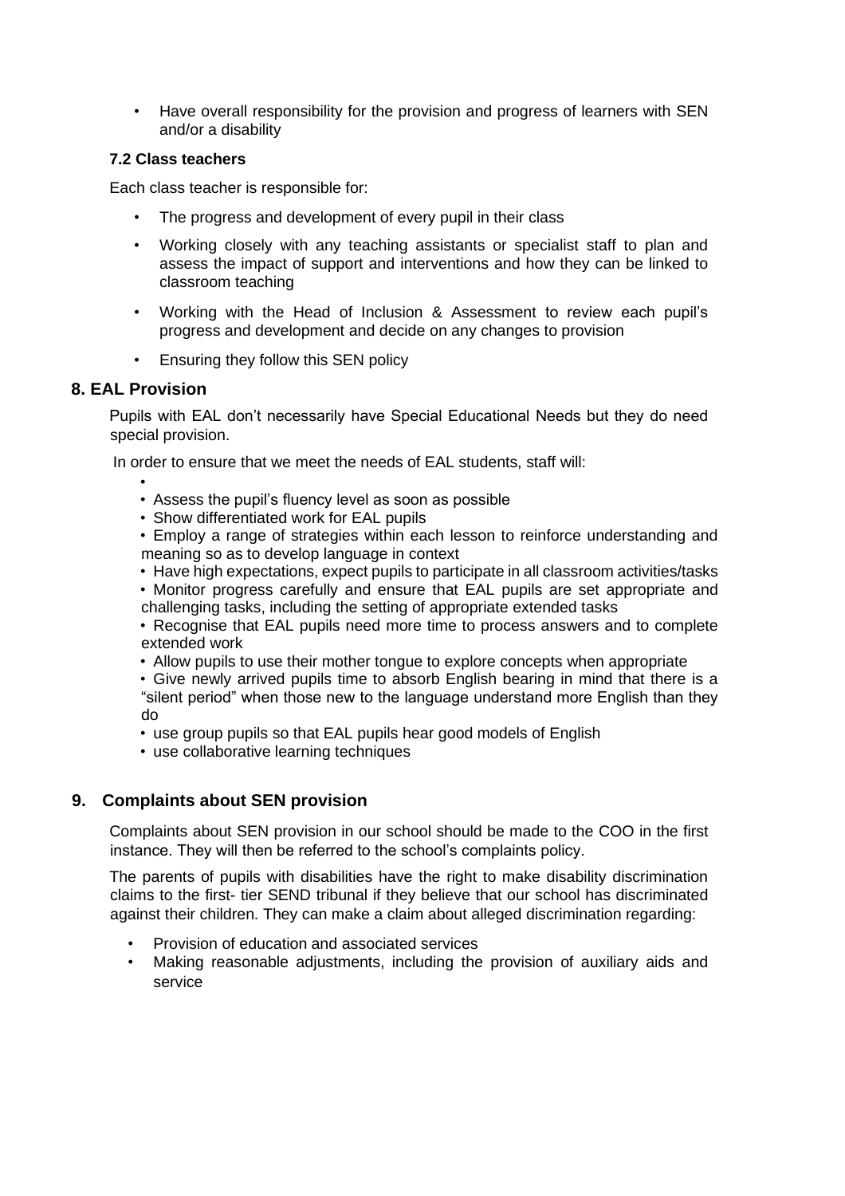- Have overall responsibility for the provision and progress of learners with SEN and/or a disability

### 7.2 Class teachers

Each class teacher is responsible for:

- The progress and development of every pupil in their class
- Working closely with any teaching assistants or specialist staff to plan and assess the impact of support and interventions and how they can be linked to classroom teaching
- Working with the Head of Inclusion & Assessment to review each pupil's progress and development and decide on any changes to provision
- Ensuring they follow this SEN policy

## 8. EAL Provision

Pupils with EAL don't necessarily have Special Educational Needs but they do need special provision.

In order to ensure that we meet the needs of EAL students, staff will:

- Assess the pupil's fluency level as soon as possible
- Show differentiated work for EAL pupils
- Employ a range of strategies within each lesson to reinforce understanding and meaning so as to develop language in context
- Have high expectations, expect pupils to participate in all classroom activities/tasks
- Monitor progress carefully and ensure that EAL pupils are set appropriate and challenging tasks, including the setting of appropriate extended tasks
- Recognise that EAL pupils need more time to process answers and to complete extended work
- Allow pupils to use their mother tongue to explore concepts when appropriate
- Give newly arrived pupils time to absorb English bearing in mind that there is a "silent period" when those new to the language understand more English than they do
- use group pupils so that EAL pupils hear good models of English
- use collaborative learning techniques

## 9. Complaints about SEN provision

Complaints about SEN provision in our school should be made to the COO in the first instance. They will then be referred to the school's complaints policy.

The parents of pupils with disabilities have the right to make disability discrimination claims to the first- tier SEND tribunal if they believe that our school has discriminated against their children. They can make a claim about alleged discrimination regarding:

- Provision of education and associated services
- Making reasonable adjustments, including the provision of auxiliary aids and service